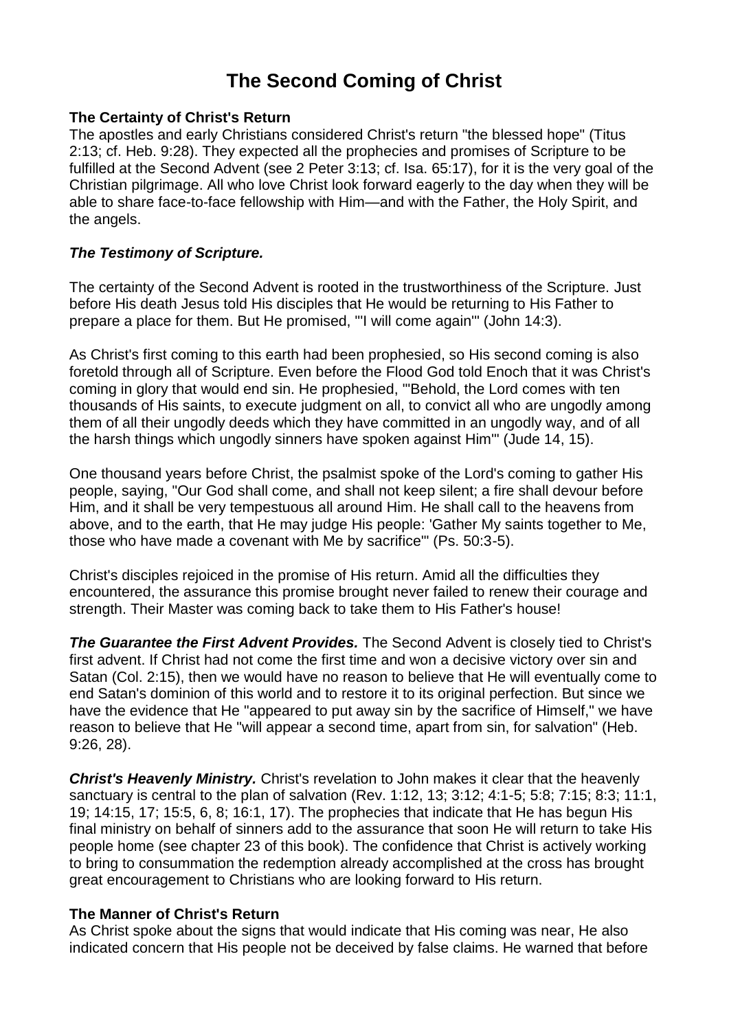# The Second Coming of Christ

## The Certainty of Christ's Return

The apostles and early Christians considered Christ's return "the blessed hope" (Titus 2:13; cf. Heb. 9:28). They expected all the prophecies and promises of Scripture to be fulfilled at the Second Advent (see 2 Peter 3:13; cf. Isa. 65:17), for it is the very goal of the Christian pilgrimage. All who love Christ look forward eagerly to the day when they will be able to share face-to-face fellowship with Him—and with the Father, the Holy Spirit, and the angels.

### *The Testimony of Scripture.*

The certainty of the Second Advent is rooted in the trustworthiness of the Scripture. Just before His death Jesus told His disciples that He would be returning to His Father to prepare a place for them. But He promised, "'I will come again'" (John 14:3).

As Christ's first coming to this earth had been prophesied, so His second coming is also foretold through all of Scripture. Even before the Flood God told Enoch that it was Christ's coming in glory that would end sin. He prophesied, "'Behold, the Lord comes with ten thousands of His saints, to execute judgment on all, to convict all who are ungodly among them of all their ungodly deeds which they have committed in an ungodly way, and of all the harsh things which ungodly sinners have spoken against Him'" (Jude 14, 15).

One thousand years before Christ, the psalmist spoke of the Lord's coming to gather His people, saying, "Our God shall come, and shall not keep silent; a fire shall devour before Him, and it shall be very tempestuous all around Him. He shall call to the heavens from above, and to the earth, that He may judge His people: 'Gather My saints together to Me, those who have made a covenant with Me by sacrifice'" (Ps. 50:3-5).

Christ's disciples rejoiced in the promise of His return. Amid all the difficulties they encountered, the assurance this promise brought never failed to renew their courage and strength. Their Master was coming back to take them to His Father's house!

***The Guarantee the First Advent Provides.*** The Second Advent is closely tied to Christ's first advent. If Christ had not come the first time and won a decisive victory over sin and Satan (Col. 2:15), then we would have no reason to believe that He will eventually come to end Satan's dominion of this world and to restore it to its original perfection. But since we have the evidence that He "appeared to put away sin by the sacrifice of Himself," we have reason to believe that He "will appear a second time, apart from sin, for salvation" (Heb. 9:26, 28).

***Christ's Heavenly Ministry.*** Christ's revelation to John makes it clear that the heavenly sanctuary is central to the plan of salvation (Rev. 1:12, 13; 3:12; 4:1-5; 5:8; 7:15; 8:3; 11:1, 19; 14:15, 17; 15:5, 6, 8; 16:1, 17). The prophecies that indicate that He has begun His final ministry on behalf of sinners add to the assurance that soon He will return to take His people home (see chapter 23 of this book). The confidence that Christ is actively working to bring to consummation the redemption already accomplished at the cross has brought great encouragement to Christians who are looking forward to His return.

## The Manner of Christ's Return

As Christ spoke about the signs that would indicate that His coming was near, He also indicated concern that His people not be deceived by false claims. He warned that before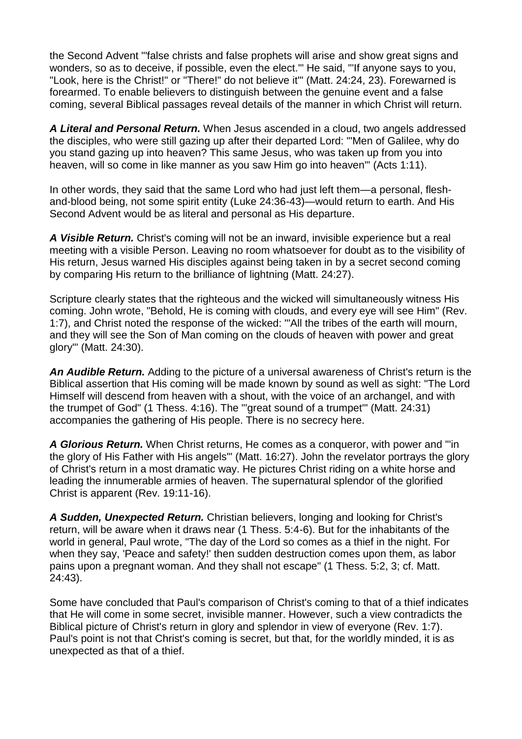the Second Advent "'false christs and false prophets will arise and show great signs and wonders, so as to deceive, if possible, even the elect.'" He said, "'If anyone says to you, "Look, here is the Christ!" or "There!" do not believe it'" (Matt. 24:24, 23). Forewarned is forearmed. To enable believers to distinguish between the genuine event and a false coming, several Biblical passages reveal details of the manner in which Christ will return.

***A Literal and Personal Return.*** When Jesus ascended in a cloud, two angels addressed the disciples, who were still gazing up after their departed Lord: "'Men of Galilee, why do you stand gazing up into heaven? This same Jesus, who was taken up from you into heaven, will so come in like manner as you saw Him go into heaven'" (Acts 1:11).

In other words, they said that the same Lord who had just left them—a personal, flesh-and-blood being, not some spirit entity (Luke 24:36-43)—would return to earth. And His Second Advent would be as literal and personal as His departure.

***A Visible Return.*** Christ's coming will not be an inward, invisible experience but a real meeting with a visible Person. Leaving no room whatsoever for doubt as to the visibility of His return, Jesus warned His disciples against being taken in by a secret second coming by comparing His return to the brilliance of lightning (Matt. 24:27).

Scripture clearly states that the righteous and the wicked will simultaneously witness His coming. John wrote, "Behold, He is coming with clouds, and every eye will see Him" (Rev. 1:7), and Christ noted the response of the wicked: "'All the tribes of the earth will mourn, and they will see the Son of Man coming on the clouds of heaven with power and great glory'" (Matt. 24:30).

***An Audible Return.*** Adding to the picture of a universal awareness of Christ's return is the Biblical assertion that His coming will be made known by sound as well as sight: "The Lord Himself will descend from heaven with a shout, with the voice of an archangel, and with the trumpet of God" (1 Thess. 4:16). The "'great sound of a trumpet'" (Matt. 24:31) accompanies the gathering of His people. There is no secrecy here.

***A Glorious Return.*** When Christ returns, He comes as a conqueror, with power and "'in the glory of His Father with His angels'" (Matt. 16:27). John the revelator portrays the glory of Christ's return in a most dramatic way. He pictures Christ riding on a white horse and leading the innumerable armies of heaven. The supernatural splendor of the glorified Christ is apparent (Rev. 19:11-16).

***A Sudden, Unexpected Return.*** Christian believers, longing and looking for Christ's return, will be aware when it draws near (1 Thess. 5:4-6). But for the inhabitants of the world in general, Paul wrote, "The day of the Lord so comes as a thief in the night. For when they say, 'Peace and safety!' then sudden destruction comes upon them, as labor pains upon a pregnant woman. And they shall not escape" (1 Thess. 5:2, 3; cf. Matt. 24:43).

Some have concluded that Paul's comparison of Christ's coming to that of a thief indicates that He will come in some secret, invisible manner. However, such a view contradicts the Biblical picture of Christ's return in glory and splendor in view of everyone (Rev. 1:7). Paul's point is not that Christ's coming is secret, but that, for the worldly minded, it is as unexpected as that of a thief.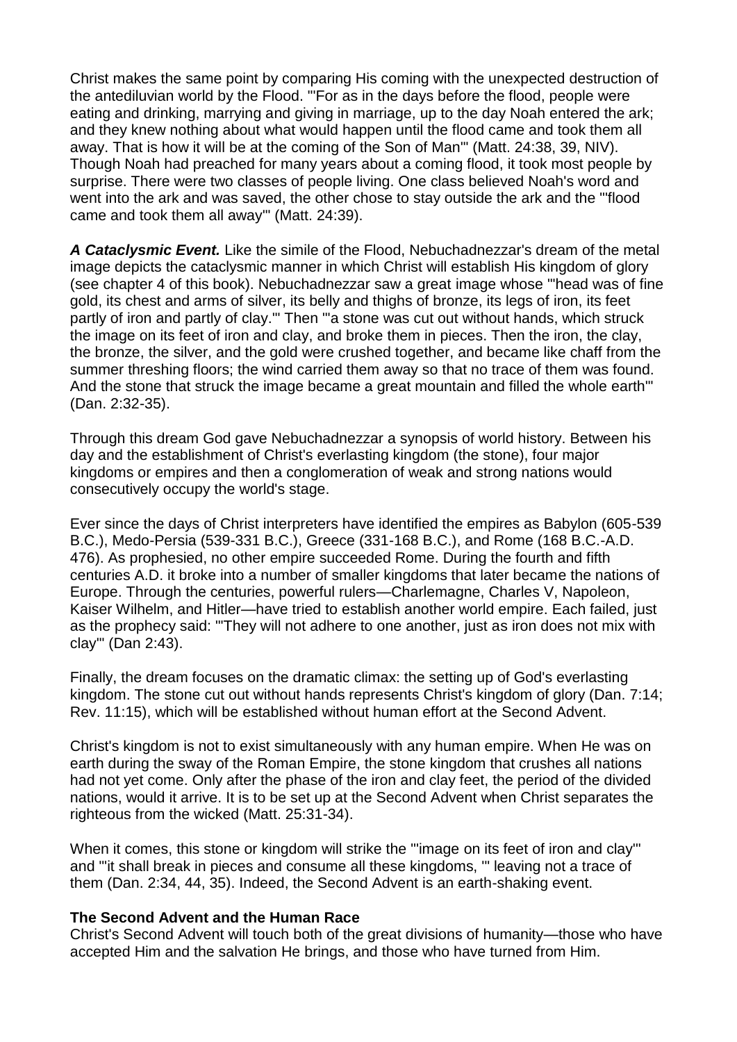Christ makes the same point by comparing His coming with the unexpected destruction of the antediluvian world by the Flood. "'For as in the days before the flood, people were eating and drinking, marrying and giving in marriage, up to the day Noah entered the ark; and they knew nothing about what would happen until the flood came and took them all away. That is how it will be at the coming of the Son of Man'" (Matt. 24:38, 39, NIV). Though Noah had preached for many years about a coming flood, it took most people by surprise. There were two classes of people living. One class believed Noah's word and went into the ark and was saved, the other chose to stay outside the ark and the "'flood came and took them all away'" (Matt. 24:39).

***A Cataclysmic Event.*** Like the simile of the Flood, Nebuchadnezzar's dream of the metal image depicts the cataclysmic manner in which Christ will establish His kingdom of glory (see chapter 4 of this book). Nebuchadnezzar saw a great image whose "'head was of fine gold, its chest and arms of silver, its belly and thighs of bronze, its legs of iron, its feet partly of iron and partly of clay.'" Then "'a stone was cut out without hands, which struck the image on its feet of iron and clay, and broke them in pieces. Then the iron, the clay, the bronze, the silver, and the gold were crushed together, and became like chaff from the summer threshing floors; the wind carried them away so that no trace of them was found. And the stone that struck the image became a great mountain and filled the whole earth'" (Dan. 2:32-35).

Through this dream God gave Nebuchadnezzar a synopsis of world history. Between his day and the establishment of Christ's everlasting kingdom (the stone), four major kingdoms or empires and then a conglomeration of weak and strong nations would consecutively occupy the world's stage.

Ever since the days of Christ interpreters have identified the empires as Babylon (605-539 B.C.), Medo-Persia (539-331 B.C.), Greece (331-168 B.C.), and Rome (168 B.C.-A.D. 476). As prophesied, no other empire succeeded Rome. During the fourth and fifth centuries A.D. it broke into a number of smaller kingdoms that later became the nations of Europe. Through the centuries, powerful rulers—Charlemagne, Charles V, Napoleon, Kaiser Wilhelm, and Hitler—have tried to establish another world empire. Each failed, just as the prophecy said: "'They will not adhere to one another, just as iron does not mix with clay'" (Dan 2:43).

Finally, the dream focuses on the dramatic climax: the setting up of God's everlasting kingdom. The stone cut out without hands represents Christ's kingdom of glory (Dan. 7:14; Rev. 11:15), which will be established without human effort at the Second Advent.

Christ's kingdom is not to exist simultaneously with any human empire. When He was on earth during the sway of the Roman Empire, the stone kingdom that crushes all nations had not yet come. Only after the phase of the iron and clay feet, the period of the divided nations, would it arrive. It is to be set up at the Second Advent when Christ separates the righteous from the wicked (Matt. 25:31-34).

When it comes, this stone or kingdom will strike the "'image on its feet of iron and clay'" and "'it shall break in pieces and consume all these kingdoms, '" leaving not a trace of them (Dan. 2:34, 44, 35). Indeed, the Second Advent is an earth-shaking event.

**The Second Advent and the Human Race**

Christ's Second Advent will touch both of the great divisions of humanity—those who have accepted Him and the salvation He brings, and those who have turned from Him.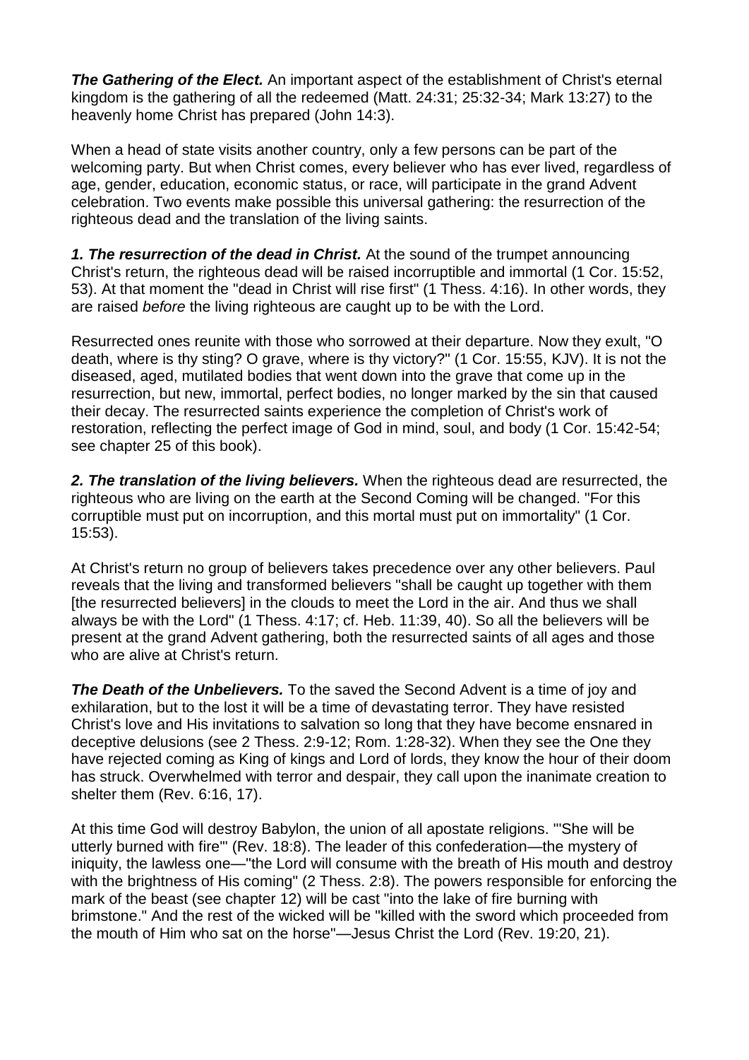***The Gathering of the Elect.*** An important aspect of the establishment of Christ's eternal kingdom is the gathering of all the redeemed (Matt. 24:31; 25:32-34; Mark 13:27) to the heavenly home Christ has prepared (John 14:3).

When a head of state visits another country, only a few persons can be part of the welcoming party. But when Christ comes, every believer who has ever lived, regardless of age, gender, education, economic status, or race, will participate in the grand Advent celebration. Two events make possible this universal gathering: the resurrection of the righteous dead and the translation of the living saints.

***1. The resurrection of the dead in Christ.*** At the sound of the trumpet announcing Christ's return, the righteous dead will be raised incorruptible and immortal (1 Cor. 15:52, 53). At that moment the "dead in Christ will rise first" (1 Thess. 4:16). In other words, they are raised *before* the living righteous are caught up to be with the Lord.

Resurrected ones reunite with those who sorrowed at their departure. Now they exult, "O death, where is thy sting? O grave, where is thy victory?" (1 Cor. 15:55, KJV). It is not the diseased, aged, mutilated bodies that went down into the grave that come up in the resurrection, but new, immortal, perfect bodies, no longer marked by the sin that caused their decay. The resurrected saints experience the completion of Christ's work of restoration, reflecting the perfect image of God in mind, soul, and body (1 Cor. 15:42-54; see chapter 25 of this book).

***2. The translation of the living believers.*** When the righteous dead are resurrected, the righteous who are living on the earth at the Second Coming will be changed. "For this corruptible must put on incorruption, and this mortal must put on immortality" (1 Cor. 15:53).

At Christ's return no group of believers takes precedence over any other believers. Paul reveals that the living and transformed believers "shall be caught up together with them [the resurrected believers] in the clouds to meet the Lord in the air. And thus we shall always be with the Lord" (1 Thess. 4:17; cf. Heb. 11:39, 40). So all the believers will be present at the grand Advent gathering, both the resurrected saints of all ages and those who are alive at Christ's return.

***The Death of the Unbelievers.*** To the saved the Second Advent is a time of joy and exhilaration, but to the lost it will be a time of devastating terror. They have resisted Christ's love and His invitations to salvation so long that they have become ensnared in deceptive delusions (see 2 Thess. 2:9-12; Rom. 1:28-32). When they see the One they have rejected coming as King of kings and Lord of lords, they know the hour of their doom has struck. Overwhelmed with terror and despair, they call upon the inanimate creation to shelter them (Rev. 6:16, 17).

At this time God will destroy Babylon, the union of all apostate religions. "'She will be utterly burned with fire'" (Rev. 18:8). The leader of this confederation—the mystery of iniquity, the lawless one—"the Lord will consume with the breath of His mouth and destroy with the brightness of His coming" (2 Thess. 2:8). The powers responsible for enforcing the mark of the beast (see chapter 12) will be cast "into the lake of fire burning with brimstone." And the rest of the wicked will be "killed with the sword which proceeded from the mouth of Him who sat on the horse"—Jesus Christ the Lord (Rev. 19:20, 21).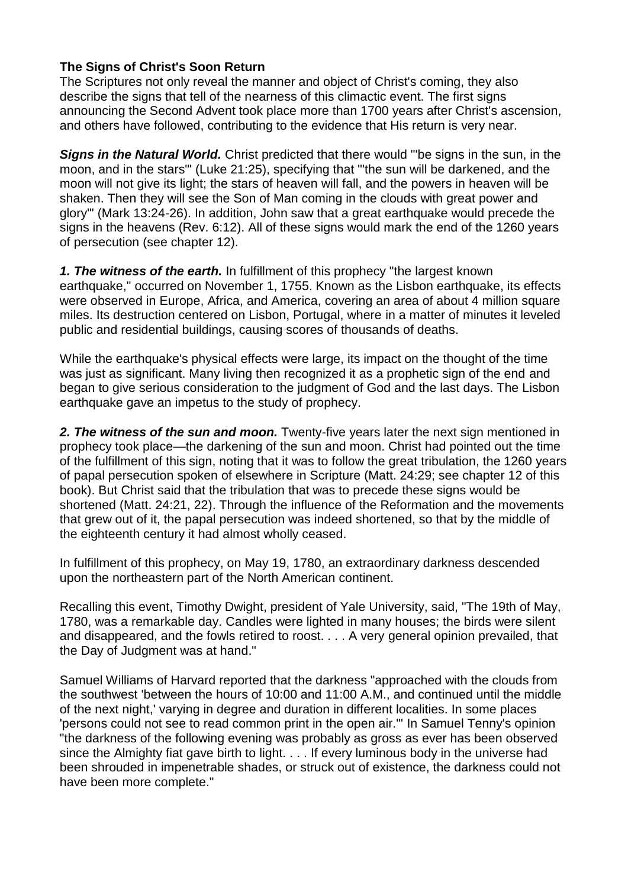**The Signs of Christ's Soon Return**

The Scriptures not only reveal the manner and object of Christ's coming, they also describe the signs that tell of the nearness of this climactic event. The first signs announcing the Second Advent took place more than 1700 years after Christ's ascension, and others have followed, contributing to the evidence that His return is very near.

***Signs in the Natural World.*** Christ predicted that there would "'be signs in the sun, in the moon, and in the stars'" (Luke 21:25), specifying that "'the sun will be darkened, and the moon will not give its light; the stars of heaven will fall, and the powers in heaven will be shaken. Then they will see the Son of Man coming in the clouds with great power and glory'" (Mark 13:24-26). In addition, John saw that a great earthquake would precede the signs in the heavens (Rev. 6:12). All of these signs would mark the end of the 1260 years of persecution (see chapter 12).

***1. The witness of the earth.*** In fulfillment of this prophecy "the largest known earthquake," occurred on November 1, 1755. Known as the Lisbon earthquake, its effects were observed in Europe, Africa, and America, covering an area of about 4 million square miles. Its destruction centered on Lisbon, Portugal, where in a matter of minutes it leveled public and residential buildings, causing scores of thousands of deaths.

While the earthquake's physical effects were large, its impact on the thought of the time was just as significant. Many living then recognized it as a prophetic sign of the end and began to give serious consideration to the judgment of God and the last days. The Lisbon earthquake gave an impetus to the study of prophecy.

***2. The witness of the sun and moon.*** Twenty-five years later the next sign mentioned in prophecy took place—the darkening of the sun and moon. Christ had pointed out the time of the fulfillment of this sign, noting that it was to follow the great tribulation, the 1260 years of papal persecution spoken of elsewhere in Scripture (Matt. 24:29; see chapter 12 of this book). But Christ said that the tribulation that was to precede these signs would be shortened (Matt. 24:21, 22). Through the influence of the Reformation and the movements that grew out of it, the papal persecution was indeed shortened, so that by the middle of the eighteenth century it had almost wholly ceased.

In fulfillment of this prophecy, on May 19, 1780, an extraordinary darkness descended upon the northeastern part of the North American continent.

Recalling this event, Timothy Dwight, president of Yale University, said, "The 19th of May, 1780, was a remarkable day. Candles were lighted in many houses; the birds were silent and disappeared, and the fowls retired to roost. . . . A very general opinion prevailed, that the Day of Judgment was at hand."

Samuel Williams of Harvard reported that the darkness "approached with the clouds from the southwest 'between the hours of 10:00 and 11:00 A.M., and continued until the middle of the next night,' varying in degree and duration in different localities. In some places 'persons could not see to read common print in the open air.'" In Samuel Tenny's opinion "the darkness of the following evening was probably as gross as ever has been observed since the Almighty fiat gave birth to light. . . . If every luminous body in the universe had been shrouded in impenetrable shades, or struck out of existence, the darkness could not have been more complete."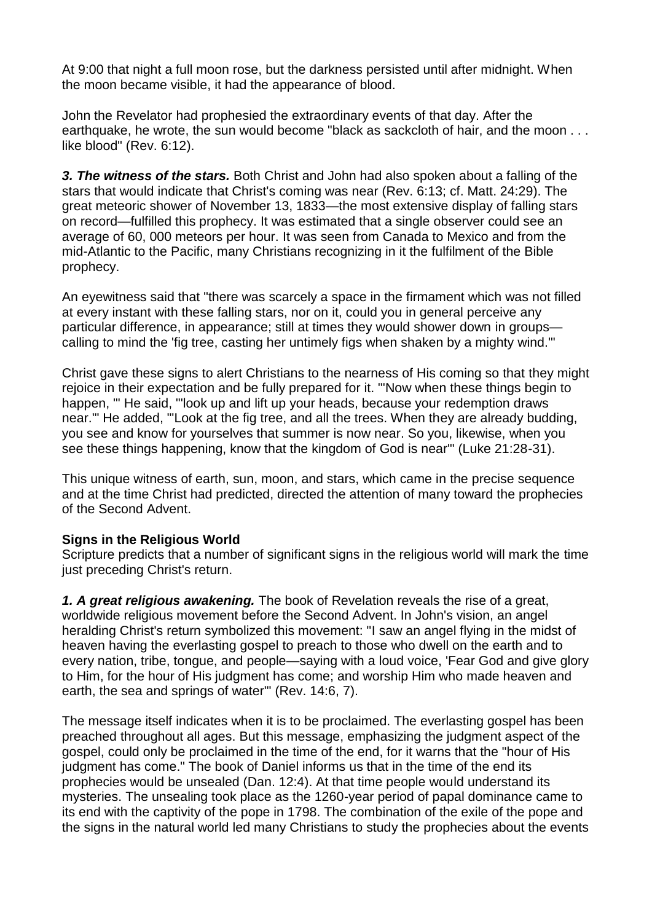At 9:00 that night a full moon rose, but the darkness persisted until after midnight. When the moon became visible, it had the appearance of blood.

John the Revelator had prophesied the extraordinary events of that day. After the earthquake, he wrote, the sun would become "black as sackcloth of hair, and the moon . . . like blood" (Rev. 6:12).

***3. The witness of the stars.*** Both Christ and John had also spoken about a falling of the stars that would indicate that Christ's coming was near (Rev. 6:13; cf. Matt. 24:29). The great meteoric shower of November 13, 1833—the most extensive display of falling stars on record—fulfilled this prophecy. It was estimated that a single observer could see an average of 60, 000 meteors per hour. It was seen from Canada to Mexico and from the mid-Atlantic to the Pacific, many Christians recognizing in it the fulfilment of the Bible prophecy.

An eyewitness said that "there was scarcely a space in the firmament which was not filled at every instant with these falling stars, nor on it, could you in general perceive any particular difference, in appearance; still at times they would shower down in groups—calling to mind the 'fig tree, casting her untimely figs when shaken by a mighty wind.'"

Christ gave these signs to alert Christians to the nearness of His coming so that they might rejoice in their expectation and be fully prepared for it. "'Now when these things begin to happen, '" He said, "'look up and lift up your heads, because your redemption draws near.'" He added, "'Look at the fig tree, and all the trees. When they are already budding, you see and know for yourselves that summer is now near. So you, likewise, when you see these things happening, know that the kingdom of God is near'" (Luke 21:28-31).

This unique witness of earth, sun, moon, and stars, which came in the precise sequence and at the time Christ had predicted, directed the attention of many toward the prophecies of the Second Advent.

**Signs in the Religious World**

Scripture predicts that a number of significant signs in the religious world will mark the time just preceding Christ's return.

***1. A great religious awakening.*** The book of Revelation reveals the rise of a great, worldwide religious movement before the Second Advent. In John's vision, an angel heralding Christ's return symbolized this movement: "I saw an angel flying in the midst of heaven having the everlasting gospel to preach to those who dwell on the earth and to every nation, tribe, tongue, and people—saying with a loud voice, 'Fear God and give glory to Him, for the hour of His judgment has come; and worship Him who made heaven and earth, the sea and springs of water'" (Rev. 14:6, 7).

The message itself indicates when it is to be proclaimed. The everlasting gospel has been preached throughout all ages. But this message, emphasizing the judgment aspect of the gospel, could only be proclaimed in the time of the end, for it warns that the "hour of His judgment has come." The book of Daniel informs us that in the time of the end its prophecies would be unsealed (Dan. 12:4). At that time people would understand its mysteries. The unsealing took place as the 1260-year period of papal dominance came to its end with the captivity of the pope in 1798. The combination of the exile of the pope and the signs in the natural world led many Christians to study the prophecies about the events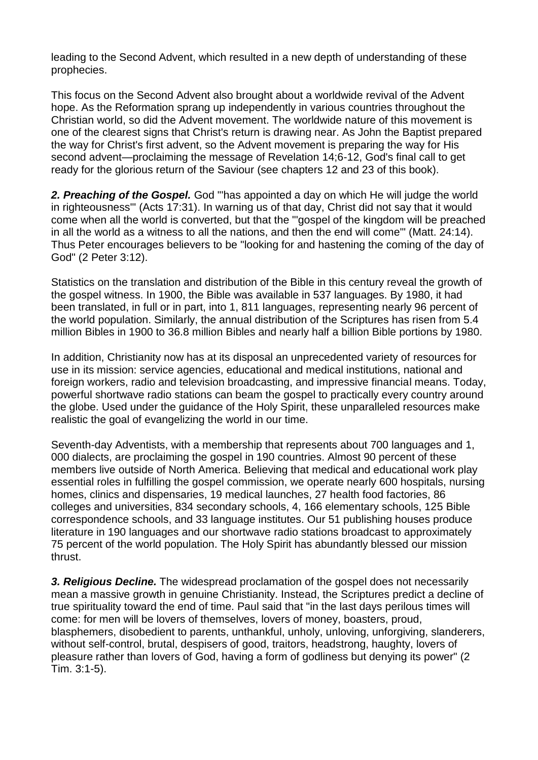leading to the Second Advent, which resulted in a new depth of understanding of these prophecies.

This focus on the Second Advent also brought about a worldwide revival of the Advent hope. As the Reformation sprang up independently in various countries throughout the Christian world, so did the Advent movement. The worldwide nature of this movement is one of the clearest signs that Christ's return is drawing near. As John the Baptist prepared the way for Christ's first advent, so the Advent movement is preparing the way for His second advent—proclaiming the message of Revelation 14;6-12, God's final call to get ready for the glorious return of the Saviour (see chapters 12 and 23 of this book).

***2. Preaching of the Gospel.*** God "'has appointed a day on which He will judge the world in righteousness'" (Acts 17:31). In warning us of that day, Christ did not say that it would come when all the world is converted, but that the "'gospel of the kingdom will be preached in all the world as a witness to all the nations, and then the end will come'" (Matt. 24:14). Thus Peter encourages believers to be "looking for and hastening the coming of the day of God" (2 Peter 3:12).

Statistics on the translation and distribution of the Bible in this century reveal the growth of the gospel witness. In 1900, the Bible was available in 537 languages. By 1980, it had been translated, in full or in part, into 1, 811 languages, representing nearly 96 percent of the world population. Similarly, the annual distribution of the Scriptures has risen from 5.4 million Bibles in 1900 to 36.8 million Bibles and nearly half a billion Bible portions by 1980.

In addition, Christianity now has at its disposal an unprecedented variety of resources for use in its mission: service agencies, educational and medical institutions, national and foreign workers, radio and television broadcasting, and impressive financial means. Today, powerful shortwave radio stations can beam the gospel to practically every country around the globe. Used under the guidance of the Holy Spirit, these unparalleled resources make realistic the goal of evangelizing the world in our time.

Seventh-day Adventists, with a membership that represents about 700 languages and 1, 000 dialects, are proclaiming the gospel in 190 countries. Almost 90 percent of these members live outside of North America. Believing that medical and educational work play essential roles in fulfilling the gospel commission, we operate nearly 600 hospitals, nursing homes, clinics and dispensaries, 19 medical launches, 27 health food factories, 86 colleges and universities, 834 secondary schools, 4, 166 elementary schools, 125 Bible correspondence schools, and 33 language institutes. Our 51 publishing houses produce literature in 190 languages and our shortwave radio stations broadcast to approximately 75 percent of the world population. The Holy Spirit has abundantly blessed our mission thrust.

***3. Religious Decline.*** The widespread proclamation of the gospel does not necessarily mean a massive growth in genuine Christianity. Instead, the Scriptures predict a decline of true spirituality toward the end of time. Paul said that "in the last days perilous times will come: for men will be lovers of themselves, lovers of money, boasters, proud, blasphemers, disobedient to parents, unthankful, unholy, unloving, unforgiving, slanderers, without self-control, brutal, despisers of good, traitors, headstrong, haughty, lovers of pleasure rather than lovers of God, having a form of godliness but denying its power" (2 Tim. 3:1-5).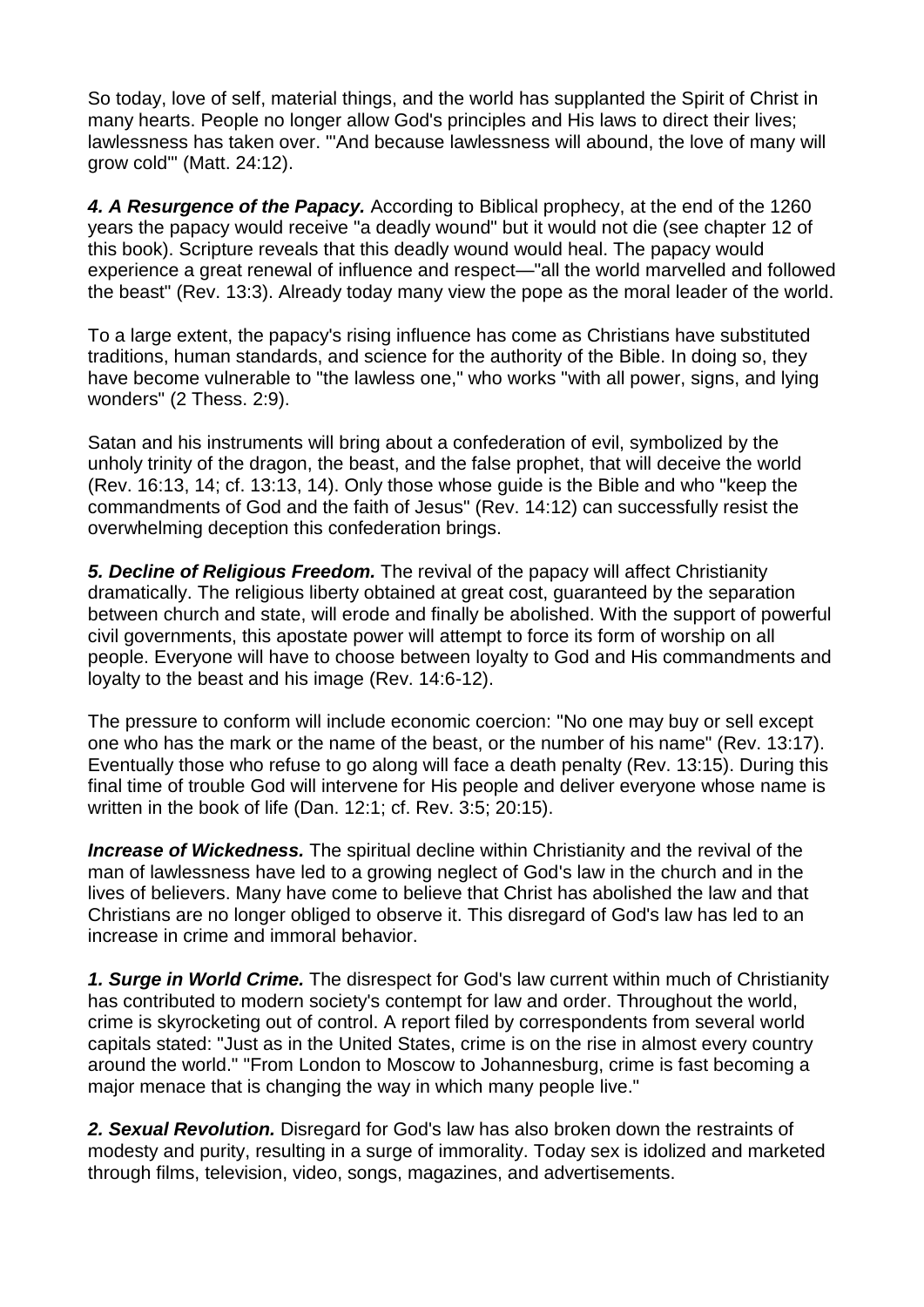So today, love of self, material things, and the world has supplanted the Spirit of Christ in many hearts. People no longer allow God's principles and His laws to direct their lives; lawlessness has taken over. "'And because lawlessness will abound, the love of many will grow cold'" (Matt. 24:12).

***4. A Resurgence of the Papacy.*** According to Biblical prophecy, at the end of the 1260 years the papacy would receive "a deadly wound" but it would not die (see chapter 12 of this book). Scripture reveals that this deadly wound would heal. The papacy would experience a great renewal of influence and respect—"all the world marvelled and followed the beast" (Rev. 13:3). Already today many view the pope as the moral leader of the world.

To a large extent, the papacy's rising influence has come as Christians have substituted traditions, human standards, and science for the authority of the Bible. In doing so, they have become vulnerable to "the lawless one," who works "with all power, signs, and lying wonders" (2 Thess. 2:9).

Satan and his instruments will bring about a confederation of evil, symbolized by the unholy trinity of the dragon, the beast, and the false prophet, that will deceive the world (Rev. 16:13, 14; cf. 13:13, 14). Only those whose guide is the Bible and who "keep the commandments of God and the faith of Jesus" (Rev. 14:12) can successfully resist the overwhelming deception this confederation brings.

***5. Decline of Religious Freedom.*** The revival of the papacy will affect Christianity dramatically. The religious liberty obtained at great cost, guaranteed by the separation between church and state, will erode and finally be abolished. With the support of powerful civil governments, this apostate power will attempt to force its form of worship on all people. Everyone will have to choose between loyalty to God and His commandments and loyalty to the beast and his image (Rev. 14:6-12).

The pressure to conform will include economic coercion: "No one may buy or sell except one who has the mark or the name of the beast, or the number of his name" (Rev. 13:17). Eventually those who refuse to go along will face a death penalty (Rev. 13:15). During this final time of trouble God will intervene for His people and deliver everyone whose name is written in the book of life (Dan. 12:1; cf. Rev. 3:5; 20:15).

***Increase of Wickedness.*** The spiritual decline within Christianity and the revival of the man of lawlessness have led to a growing neglect of God's law in the church and in the lives of believers. Many have come to believe that Christ has abolished the law and that Christians are no longer obliged to observe it. This disregard of God's law has led to an increase in crime and immoral behavior.

***1. Surge in World Crime.*** The disrespect for God's law current within much of Christianity has contributed to modern society's contempt for law and order. Throughout the world, crime is skyrocketing out of control. A report filed by correspondents from several world capitals stated: "Just as in the United States, crime is on the rise in almost every country around the world." "From London to Moscow to Johannesburg, crime is fast becoming a major menace that is changing the way in which many people live."

***2. Sexual Revolution.*** Disregard for God's law has also broken down the restraints of modesty and purity, resulting in a surge of immorality. Today sex is idolized and marketed through films, television, video, songs, magazines, and advertisements.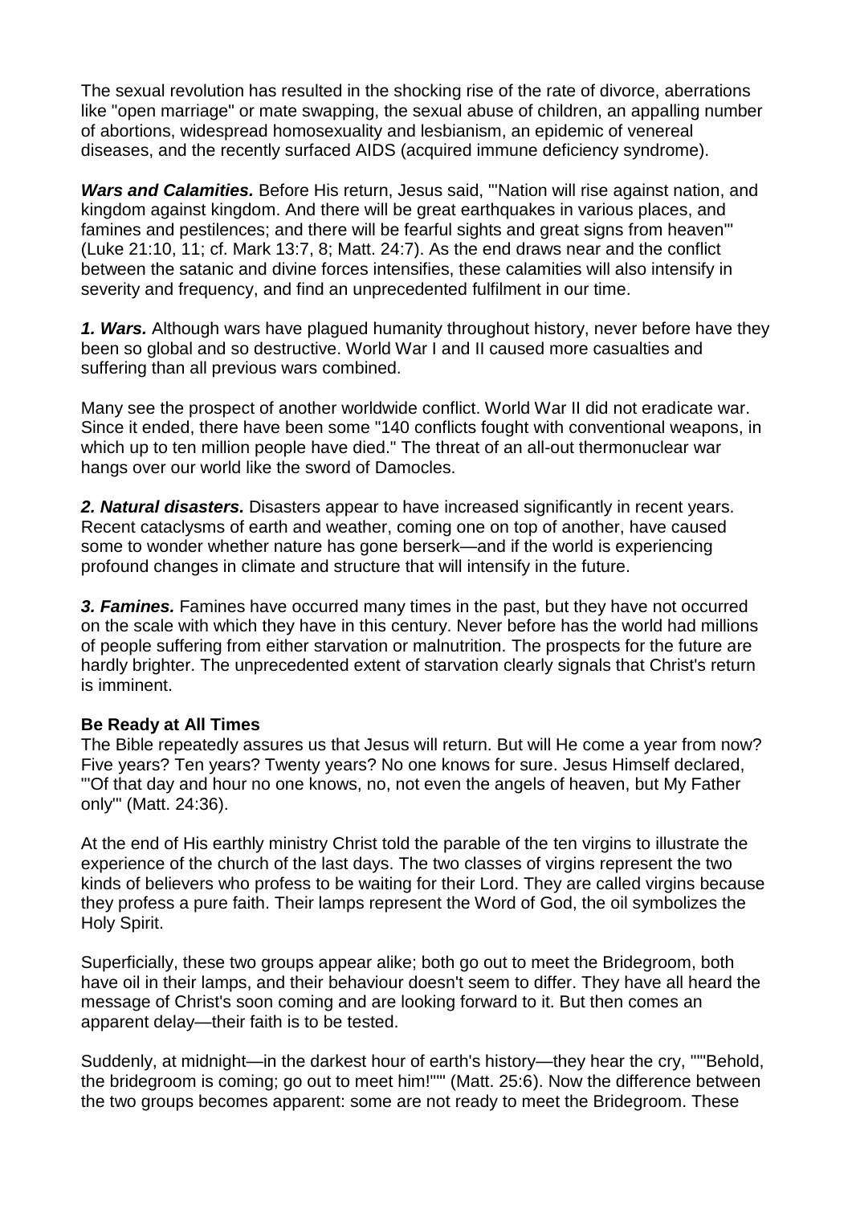The sexual revolution has resulted in the shocking rise of the rate of divorce, aberrations like "open marriage" or mate swapping, the sexual abuse of children, an appalling number of abortions, widespread homosexuality and lesbianism, an epidemic of venereal diseases, and the recently surfaced AIDS (acquired immune deficiency syndrome).

***Wars and Calamities.*** Before His return, Jesus said, "'Nation will rise against nation, and kingdom against kingdom. And there will be great earthquakes in various places, and famines and pestilences; and there will be fearful sights and great signs from heaven'" (Luke 21:10, 11; cf. Mark 13:7, 8; Matt. 24:7). As the end draws near and the conflict between the satanic and divine forces intensifies, these calamities will also intensify in severity and frequency, and find an unprecedented fulfilment in our time.

***1. Wars.*** Although wars have plagued humanity throughout history, never before have they been so global and so destructive. World War I and II caused more casualties and suffering than all previous wars combined.

Many see the prospect of another worldwide conflict. World War II did not eradicate war. Since it ended, there have been some "140 conflicts fought with conventional weapons, in which up to ten million people have died." The threat of an all-out thermonuclear war hangs over our world like the sword of Damocles.

***2. Natural disasters.*** Disasters appear to have increased significantly in recent years. Recent cataclysms of earth and weather, coming one on top of another, have caused some to wonder whether nature has gone berserk—and if the world is experiencing profound changes in climate and structure that will intensify in the future.

***3. Famines.*** Famines have occurred many times in the past, but they have not occurred on the scale with which they have in this century. Never before has the world had millions of people suffering from either starvation or malnutrition. The prospects for the future are hardly brighter. The unprecedented extent of starvation clearly signals that Christ's return is imminent.

**Be Ready at All Times**

The Bible repeatedly assures us that Jesus will return. But will He come a year from now? Five years? Ten years? Twenty years? No one knows for sure. Jesus Himself declared, "'Of that day and hour no one knows, no, not even the angels of heaven, but My Father only'" (Matt. 24:36).

At the end of His earthly ministry Christ told the parable of the ten virgins to illustrate the experience of the church of the last days. The two classes of virgins represent the two kinds of believers who profess to be waiting for their Lord. They are called virgins because they profess a pure faith. Their lamps represent the Word of God, the oil symbolizes the Holy Spirit.

Superficially, these two groups appear alike; both go out to meet the Bridegroom, both have oil in their lamps, and their behaviour doesn't seem to differ. They have all heard the message of Christ's soon coming and are looking forward to it. But then comes an apparent delay—their faith is to be tested.

Suddenly, at midnight—in the darkest hour of earth's history—they hear the cry, ""'Behold, the bridegroom is coming; go out to meet him!'"" (Matt. 25:6). Now the difference between the two groups becomes apparent: some are not ready to meet the Bridegroom. These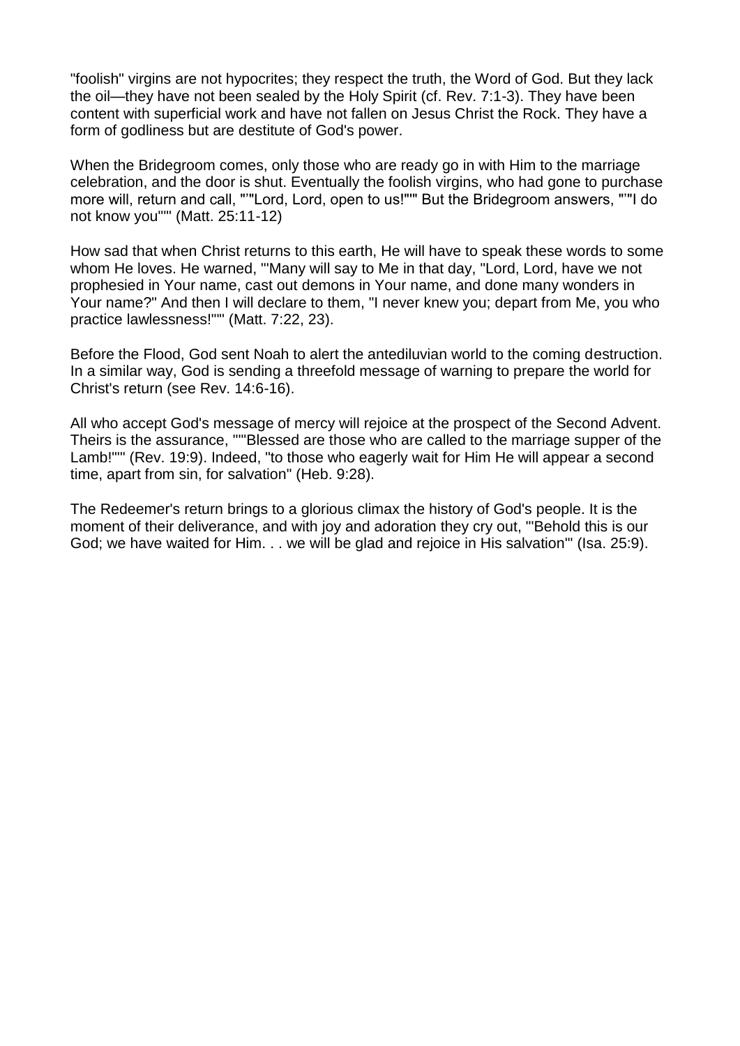"foolish" virgins are not hypocrites; they respect the truth, the Word of God. But they lack the oil—they have not been sealed by the Holy Spirit (cf. Rev. 7:1-3). They have been content with superficial work and have not fallen on Jesus Christ the Rock. They have a form of godliness but are destitute of God's power.

When the Bridegroom comes, only those who are ready go in with Him to the marriage celebration, and the door is shut. Eventually the foolish virgins, who had gone to purchase more will, return and call, ""Lord, Lord, open to us!"" But the Bridegroom answers, ""I do not know you"" (Matt. 25:11-12)

How sad that when Christ returns to this earth, He will have to speak these words to some whom He loves. He warned, "'Many will say to Me in that day, "Lord, Lord, have we not prophesied in Your name, cast out demons in Your name, and done many wonders in Your name?" And then I will declare to them, "I never knew you; depart from Me, you who practice lawlessness!"'" (Matt. 7:22, 23).

Before the Flood, God sent Noah to alert the antediluvian world to the coming destruction. In a similar way, God is sending a threefold message of warning to prepare the world for Christ's return (see Rev. 14:6-16).

All who accept God's message of mercy will rejoice at the prospect of the Second Advent. Theirs is the assurance, ""Blessed are those who are called to the marriage supper of the Lamb!"" (Rev. 19:9). Indeed, "to those who eagerly wait for Him He will appear a second time, apart from sin, for salvation" (Heb. 9:28).

The Redeemer's return brings to a glorious climax the history of God's people. It is the moment of their deliverance, and with joy and adoration they cry out, "'Behold this is our God; we have waited for Him. . . we will be glad and rejoice in His salvation'" (Isa. 25:9).